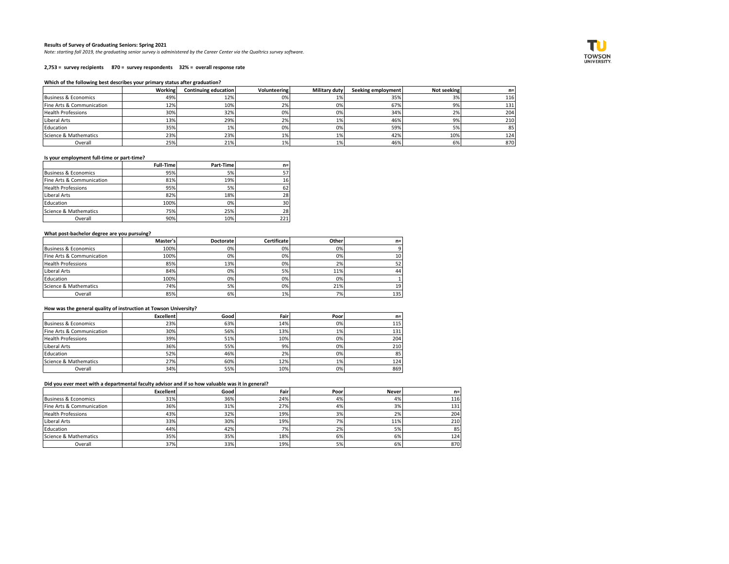**Results of Survey of Graduating Seniors: Spring 2021**

*Note: starting fall 2019, the graduating senior survey is administered by the Career Center via the Qualtrics survey software.*

**2,753 = survey recipients 870 = survey respondents 32% = overall response rate**

**Which of the following best describes your primary status after graduation?**

| | Working | Continuing education | Volunteering | Military duty | Seeking employment | Not seeking | n= |
|---|---|---|---|---|---|---|---|
| Business & Economics | 49% | 12% | 0% | 1% | 35% | 3% | 116 |
| Fine Arts & Communication | 12% | 10% | 2% | 0% | 67% | 9% | 131 |
| Health Professions | 30% | 32% | 0% | 0% | 34% | 2% | 204 |
| Liberal Arts | 13% | 29% | 2% | 1% | 46% | 9% | 210 |
| Education | 35% | 1% | 0% | 0% | 59% | 5% | 85 |
| Science & Mathematics | 23% | 23% | 1% | 1% | 42% | 10% | 124 |
| Overall | 25% | 21% | 1% | 1% | 46% | 6% | 870 |

**Is your employment full-time or part-time?**

| | Full-Time | Part-Time | n= |
|---|---|---|---|
| Business & Economics | 95% | 5% | 57 |
| Fine Arts & Communication | 81% | 19% | 16 |
| Health Professions | 95% | 5% | 62 |
| Liberal Arts | 82% | 18% | 28 |
| Education | 100% | 0% | 30 |
| Science & Mathematics | 75% | 25% | 28 |
| Overall | 90% | 10% | 221 |

**What post-bachelor degree are you pursuing?**

| | Master's | Doctorate | Certificate | Other | n= |
|---|---|---|---|---|---|
| Business & Economics | 100% | 0% | 0% | 0% | 9 |
| Fine Arts & Communication | 100% | 0% | 0% | 0% | 10 |
| Health Professions | 85% | 13% | 0% | 2% | 52 |
| Liberal Arts | 84% | 0% | 5% | 11% | 44 |
| Education | 100% | 0% | 0% | 0% | 1 |
| Science & Mathematics | 74% | 5% | 0% | 21% | 19 |
| Overall | 85% | 6% | 1% | 7% | 135 |

**How was the general quality of instruction at Towson University?**

| | Excellent | Good | Fair | Poor | n= |
|---|---|---|---|---|---|
| Business & Economics | 23% | 63% | 14% | 0% | 115 |
| Fine Arts & Communication | 30% | 56% | 13% | 1% | 131 |
| Health Professions | 39% | 51% | 10% | 0% | 204 |
| Liberal Arts | 36% | 55% | 9% | 0% | 210 |
| Education | 52% | 46% | 2% | 0% | 85 |
| Science & Mathematics | 27% | 60% | 12% | 1% | 124 |
| Overall | 34% | 55% | 10% | 0% | 869 |

**Did you ever meet with a departmental faculty advisor and if so how valuable was it in general?**

| | Excellent | Good | Fair | Poor | Never | n= |
|---|---|---|---|---|---|---|
| Business & Economics | 31% | 36% | 24% | 4% | 4% | 116 |
| Fine Arts & Communication | 36% | 31% | 27% | 4% | 3% | 131 |
| Health Professions | 43% | 32% | 19% | 3% | 2% | 204 |
| Liberal Arts | 33% | 30% | 19% | 7% | 11% | 210 |
| Education | 44% | 42% | 7% | 2% | 5% | 85 |
| Science & Mathematics | 35% | 35% | 18% | 6% | 6% | 124 |
| Overall | 37% | 33% | 19% | 5% | 6% | 870 |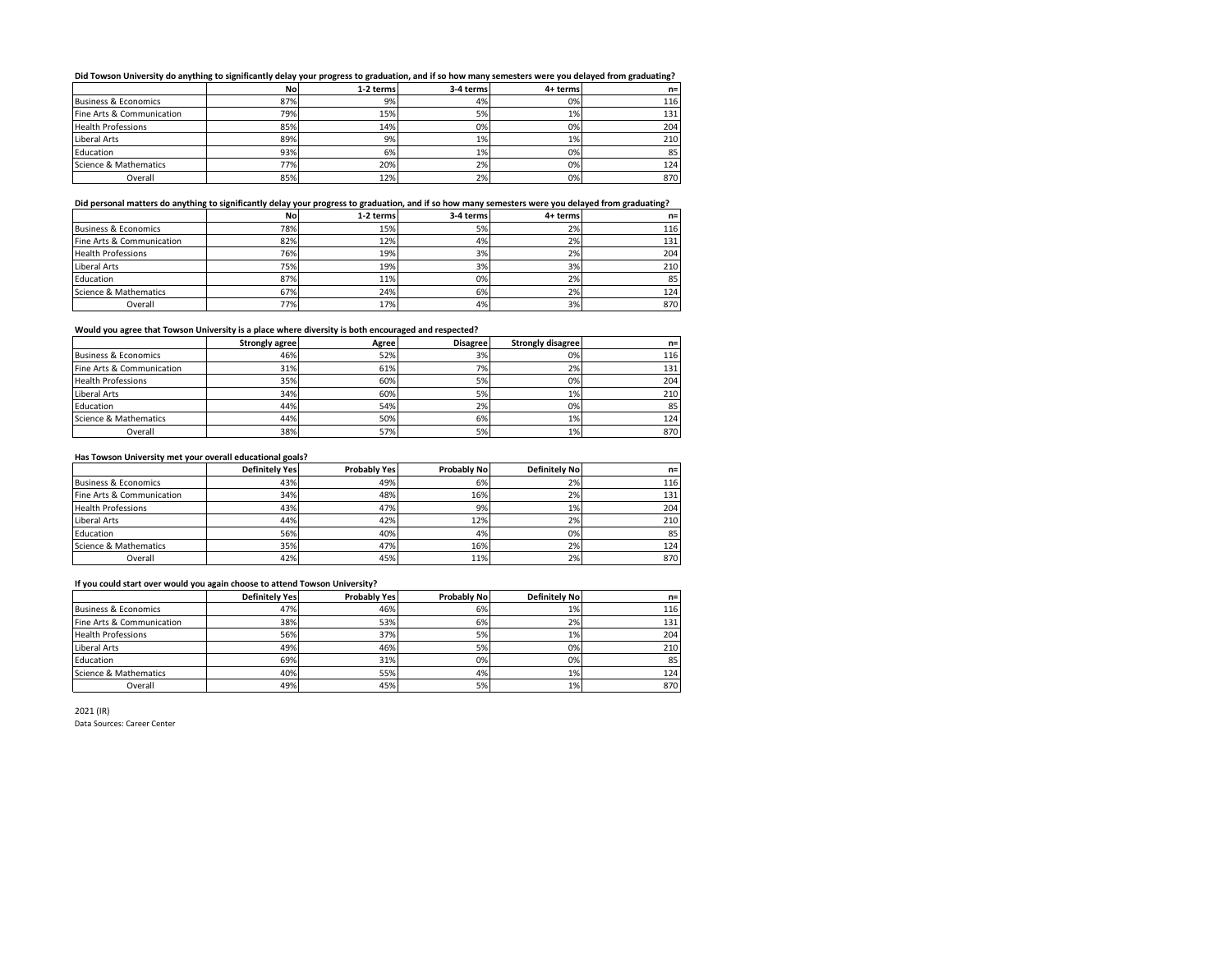**Did Towson University do anything to significantly delay your progress to graduation, and if so how many semesters were you delayed from graduating?**

| | No | 1-2 terms | 3-4 terms | 4+ terms | n= |
|---|---|---|---|---|---|
| Business & Economics | 87% | 9% | 4% | 0% | 116 |
| Fine Arts & Communication | 79% | 15% | 5% | 1% | 131 |
| Health Professions | 85% | 14% | 0% | 0% | 204 |
| Liberal Arts | 89% | 9% | 1% | 1% | 210 |
| Education | 93% | 6% | 1% | 0% | 85 |
| Science & Mathematics | 77% | 20% | 2% | 0% | 124 |
| Overall | 85% | 12% | 2% | 0% | 870 |

**Did personal matters do anything to significantly delay your progress to graduation, and if so how many semesters were you delayed from graduating?**

| | No | 1-2 terms | 3-4 terms | 4+ terms | n= |
|---|---|---|---|---|---|
| Business & Economics | 78% | 15% | 5% | 2% | 116 |
| Fine Arts & Communication | 82% | 12% | 4% | 2% | 131 |
| Health Professions | 76% | 19% | 3% | 2% | 204 |
| Liberal Arts | 75% | 19% | 3% | 3% | 210 |
| Education | 87% | 11% | 0% | 2% | 85 |
| Science & Mathematics | 67% | 24% | 6% | 2% | 124 |
| Overall | 77% | 17% | 4% | 3% | 870 |

**Would you agree that Towson University is a place where diversity is both encouraged and respected?**

| | Strongly agree | Agree | Disagree | Strongly disagree | n= |
|---|---|---|---|---|---|
| Business & Economics | 46% | 52% | 3% | 0% | 116 |
| Fine Arts & Communication | 31% | 61% | 7% | 2% | 131 |
| Health Professions | 35% | 60% | 5% | 0% | 204 |
| Liberal Arts | 34% | 60% | 5% | 1% | 210 |
| Education | 44% | 54% | 2% | 0% | 85 |
| Science & Mathematics | 44% | 50% | 6% | 1% | 124 |
| Overall | 38% | 57% | 5% | 1% | 870 |

**Has Towson University met your overall educational goals?**

| | Definitely Yes | Probably Yes | Probably No | Definitely No | n= |
|---|---|---|---|---|---|
| Business & Economics | 43% | 49% | 6% | 2% | 116 |
| Fine Arts & Communication | 34% | 48% | 16% | 2% | 131 |
| Health Professions | 43% | 47% | 9% | 1% | 204 |
| Liberal Arts | 44% | 42% | 12% | 2% | 210 |
| Education | 56% | 40% | 4% | 0% | 85 |
| Science & Mathematics | 35% | 47% | 16% | 2% | 124 |
| Overall | 42% | 45% | 11% | 2% | 870 |

**If you could start over would you again choose to attend Towson University?**

| | Definitely Yes | Probably Yes | Probably No | Definitely No | n= |
|---|---|---|---|---|---|
| Business & Economics | 47% | 46% | 6% | 1% | 116 |
| Fine Arts & Communication | 38% | 53% | 6% | 2% | 131 |
| Health Professions | 56% | 37% | 5% | 1% | 204 |
| Liberal Arts | 49% | 46% | 5% | 0% | 210 |
| Education | 69% | 31% | 0% | 0% | 85 |
| Science & Mathematics | 40% | 55% | 4% | 1% | 124 |
| Overall | 49% | 45% | 5% | 1% | 870 |

2021 (IR)

Data Sources: Career Center